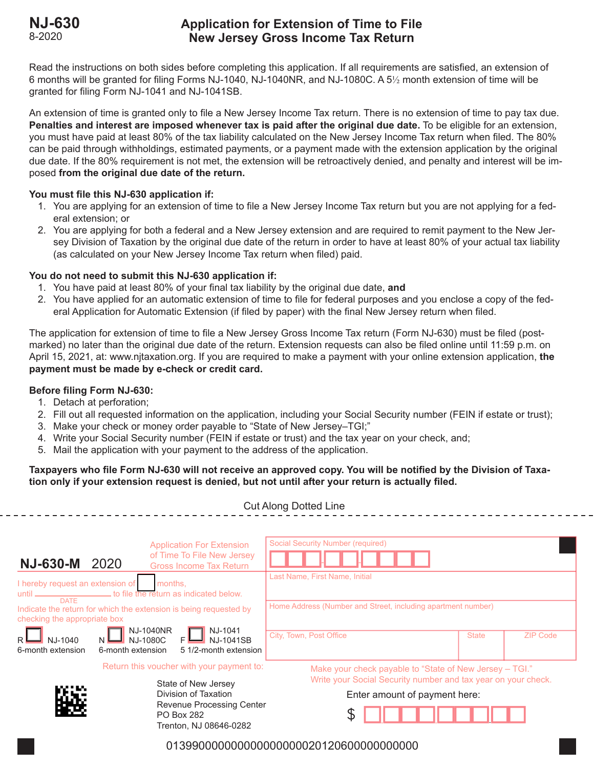# NJ-630
8-2020

## Application for Extension of Time to File New Jersey Gross Income Tax Return

Read the instructions on both sides before completing this application. If all requirements are satisfied, an extension of 6 months will be granted for filing Forms NJ-1040, NJ-1040NR, and NJ-1080C. A 5½ month extension of time will be granted for filing Form NJ-1041 and NJ-1041SB.

An extension of time is granted only to file a New Jersey Income Tax return. There is no extension of time to pay tax due. **Penalties and interest are imposed whenever tax is paid after the original due date.** To be eligible for an extension, you must have paid at least 80% of the tax liability calculated on the New Jersey Income Tax return when filed. The 80% can be paid through withholdings, estimated payments, or a payment made with the extension application by the original due date. If the 80% requirement is not met, the extension will be retroactively denied, and penalty and interest will be imposed **from the original due date of the return.**

**You must file this NJ-630 application if:**

1. You are applying for an extension of time to file a New Jersey Income Tax return but you are not applying for a federal extension; or
2. You are applying for both a federal and a New Jersey extension and are required to remit payment to the New Jersey Division of Taxation by the original due date of the return in order to have at least 80% of your actual tax liability (as calculated on your New Jersey Income Tax return when filed) paid.

**You do not need to submit this NJ-630 application if:**

1. You have paid at least 80% of your final tax liability by the original due date, **and**
2. You have applied for an automatic extension of time to file for federal purposes and you enclose a copy of the federal Application for Automatic Extension (if filed by paper) with the final New Jersey return when filed.

The application for extension of time to file a New Jersey Gross Income Tax return (Form NJ-630) must be filed (postmarked) no later than the original due date of the return. Extension requests can also be filed online until 11:59 p.m. on April 15, 2021, at: www.njtaxation.org. If you are required to make a payment with your online extension application, **the payment must be made by e-check or credit card.**

**Before filing Form NJ-630:**

1. Detach at perforation;
2. Fill out all requested information on the application, including your Social Security number (FEIN if estate or trust);
3. Make your check or money order payable to "State of New Jersey–TGI;"
4. Write your Social Security number (FEIN if estate or trust) and the tax year on your check, and;
5. Mail the application with your payment to the address of the application.

**Taxpayers who file Form NJ-630 will not receive an approved copy. You will be notified by the Division of Taxation only if your extension request is denied, but not until after your return is actually filed.**

Cut Along Dotted Line

---

**NJ-630-M** 2020 — Application For Extension of Time To File New Jersey Gross Income Tax Return

Social Security Number (required)

I hereby request an extension of ☐ months, until ____________ (DATE) to file the return as indicated below.

Last Name, First Name, Initial

Home Address (Number and Street, including apartment number)

Indicate the return for which the extension is being requested by checking the appropriate box

R ☐ NJ-1040 6-month extension  
N ☐ NJ-1040NR NJ-1080C 6-month extension  
F ☐ NJ-1041 NJ-1041SB 5 1/2-month extension

| City, Town, Post Office | State | ZIP Code |
|---|---|---|
| | | |

Return this voucher with your payment to:

State of New Jersey  
Division of Taxation  
Revenue Processing Center  
PO Box 282  
Trenton, NJ 08646-0282

Make your check payable to "State of New Jersey – TGI."  
Write your Social Security number and tax year on your check.

Enter amount of payment here:

$

01399000000000000000020120600000000000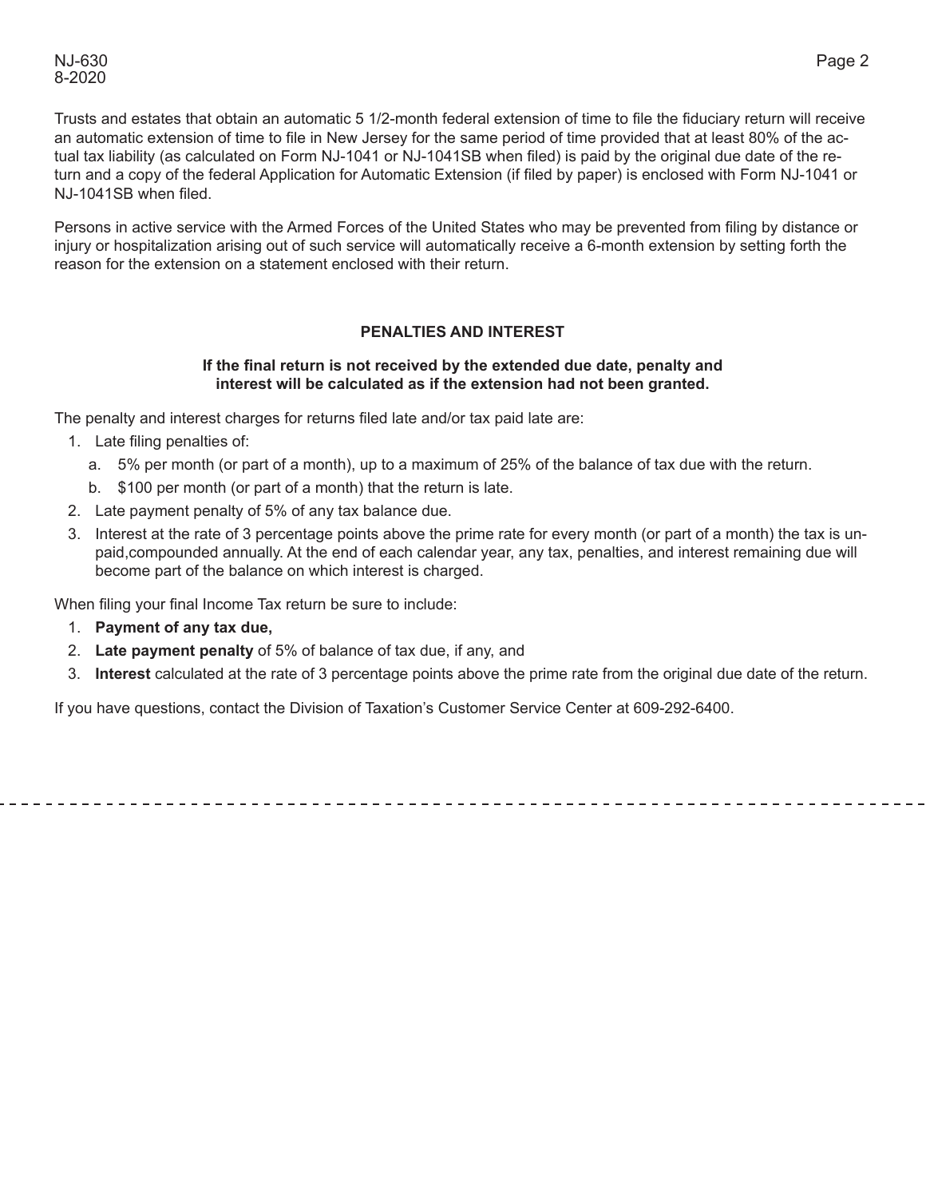Trusts and estates that obtain an automatic 5 1/2-month federal extension of time to file the fiduciary return will receive an automatic extension of time to file in New Jersey for the same period of time provided that at least 80% of the actual tax liability (as calculated on Form NJ-1041 or NJ-1041SB when filed) is paid by the original due date of the return and a copy of the federal Application for Automatic Extension (if filed by paper) is enclosed with Form NJ-1041 or NJ-1041SB when filed.

Persons in active service with the Armed Forces of the United States who may be prevented from filing by distance or injury or hospitalization arising out of such service will automatically receive a 6-month extension by setting forth the reason for the extension on a statement enclosed with their return.

## PENALTIES AND INTEREST

**If the final return is not received by the extended due date, penalty and interest will be calculated as if the extension had not been granted.**

The penalty and interest charges for returns filed late and/or tax paid late are:

1. Late filing penalties of:
   a. 5% per month (or part of a month), up to a maximum of 25% of the balance of tax due with the return.
   b. $100 per month (or part of a month) that the return is late.
2. Late payment penalty of 5% of any tax balance due.
3. Interest at the rate of 3 percentage points above the prime rate for every month (or part of a month) the tax is unpaid,compounded annually. At the end of each calendar year, any tax, penalties, and interest remaining due will become part of the balance on which interest is charged.

When filing your final Income Tax return be sure to include:

1. **Payment of any tax due,**
2. **Late payment penalty** of 5% of balance of tax due, if any, and
3. **Interest** calculated at the rate of 3 percentage points above the prime rate from the original due date of the return.

If you have questions, contact the Division of Taxation's Customer Service Center at 609-292-6400.